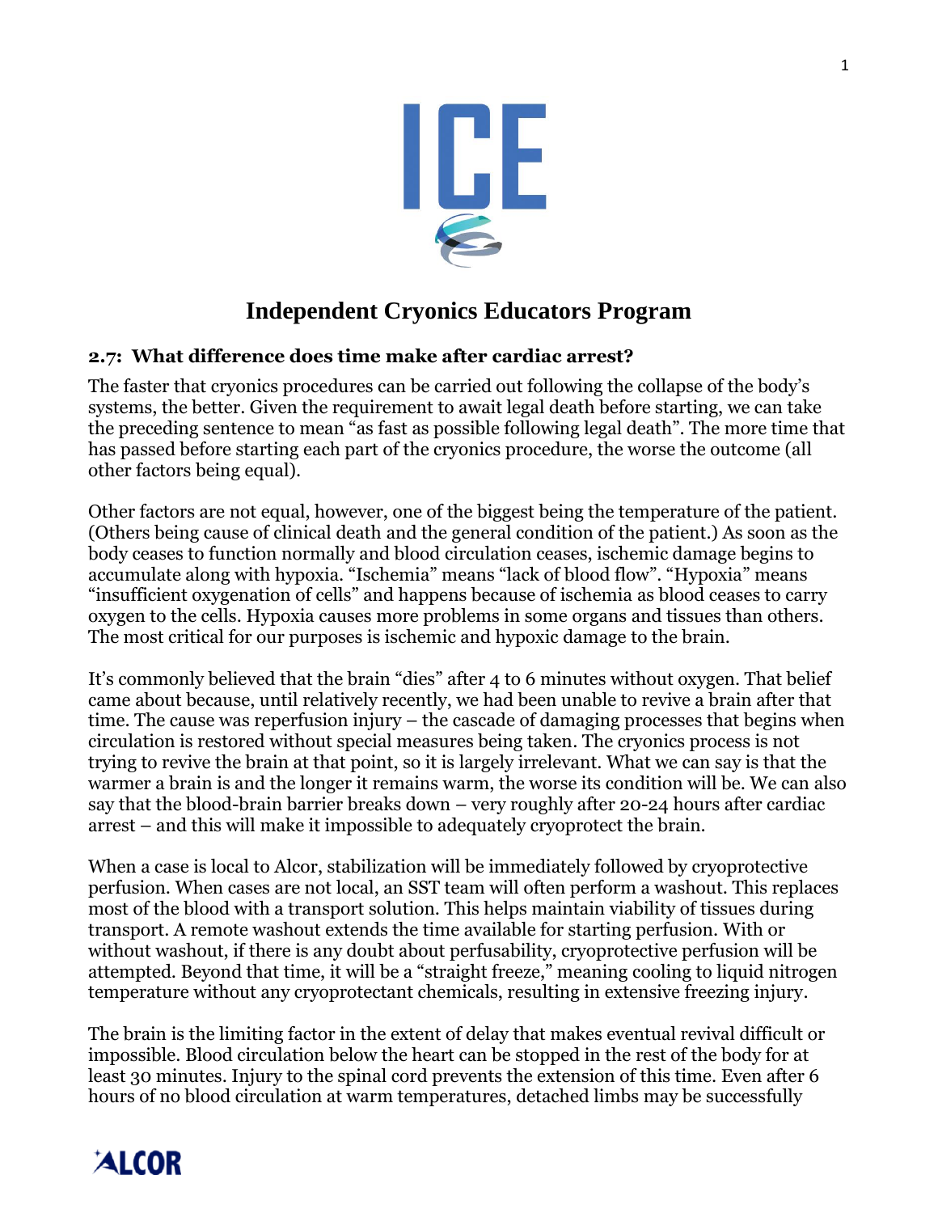# Independent Cryonics Educators Program

## 2.7: What difference does time make after cardiac arrest?

The faster that cryonics procedures can be carried out following the collapse of the body's systems, the better. Given the requirement to await legal death before starting, we can take the preceding sentence to mean "as fast as possible following legal death". The more time that has passed before starting each part of the cryonics procedure, the worse the outcome (all other factors being equal).

Other factors are not equal, however, one of the biggest being the temperature of the patient. (Others being cause of clinical death and the general condition of the patient.) As soon as the body ceases to function normally and blood circulation ceases, ischemic damage begins to accumulate along with hypoxia. "Ischemia" means "lack of blood flow". "Hypoxia" means "insufficient oxygenation of cells" and happens because of ischemia as blood ceases to carry oxygen to the cells. Hypoxia causes more problems in some organs and tissues than others. The most critical for our purposes is ischemic and hypoxic damage to the brain.

It's commonly believed that the brain "dies" after 4 to 6 minutes without oxygen. That belief came about because, until relatively recently, we had been unable to revive a brain after that time. The cause was reperfusion injury – the cascade of damaging processes that begins when circulation is restored without special measures being taken. The cryonics process is not trying to revive the brain at that point, so it is largely irrelevant. What we can say is that the warmer a brain is and the longer it remains warm, the worse its condition will be. We can also say that the blood-brain barrier breaks down – very roughly after 20-24 hours after cardiac arrest – and this will make it impossible to adequately cryoprotect the brain.

When a case is local to Alcor, stabilization will be immediately followed by cryoprotective perfusion. When cases are not local, an SST team will often perform a washout. This replaces most of the blood with a transport solution. This helps maintain viability of tissues during transport. A remote washout extends the time available for starting perfusion. With or without washout, if there is any doubt about perfusability, cryoprotective perfusion will be attempted. Beyond that time, it will be a "straight freeze," meaning cooling to liquid nitrogen temperature without any cryoprotectant chemicals, resulting in extensive freezing injury.

The brain is the limiting factor in the extent of delay that makes eventual revival difficult or impossible. Blood circulation below the heart can be stopped in the rest of the body for at least 30 minutes. Injury to the spinal cord prevents the extension of this time. Even after 6 hours of no blood circulation at warm temperatures, detached limbs may be successfully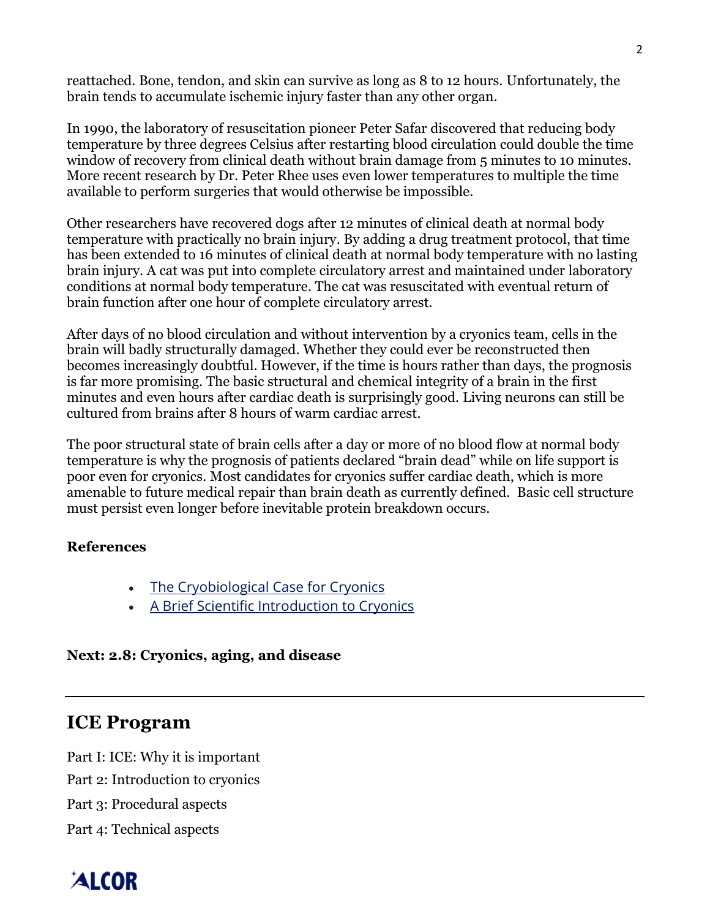reattached. Bone, tendon, and skin can survive as long as 8 to 12 hours. Unfortunately, the brain tends to accumulate ischemic injury faster than any other organ.

In 1990, the laboratory of resuscitation pioneer Peter Safar discovered that reducing body temperature by three degrees Celsius after restarting blood circulation could double the time window of recovery from clinical death without brain damage from 5 minutes to 10 minutes. More recent research by Dr. Peter Rhee uses even lower temperatures to multiple the time available to perform surgeries that would otherwise be impossible.

Other researchers have recovered dogs after 12 minutes of clinical death at normal body temperature with practically no brain injury. By adding a drug treatment protocol, that time has been extended to 16 minutes of clinical death at normal body temperature with no lasting brain injury. A cat was put into complete circulatory arrest and maintained under laboratory conditions at normal body temperature. The cat was resuscitated with eventual return of brain function after one hour of complete circulatory arrest.

After days of no blood circulation and without intervention by a cryonics team, cells in the brain will badly structurally damaged. Whether they could ever be reconstructed then becomes increasingly doubtful. However, if the time is hours rather than days, the prognosis is far more promising. The basic structural and chemical integrity of a brain in the first minutes and even hours after cardiac death is surprisingly good. Living neurons can still be cultured from brains after 8 hours of warm cardiac arrest.

The poor structural state of brain cells after a day or more of no blood flow at normal body temperature is why the prognosis of patients declared "brain dead" while on life support is poor even for cryonics. Most candidates for cryonics suffer cardiac death, which is more amenable to future medical repair than brain death as currently defined. Basic cell structure must persist even longer before inevitable protein breakdown occurs.

**References**

- The Cryobiological Case for Cryonics
- A Brief Scientific Introduction to Cryonics

**Next: 2.8: Cryonics, aging, and disease**

---

## ICE Program

Part I: ICE: Why it is important

Part 2: Introduction to cryonics

Part 3: Procedural aspects

Part 4: Technical aspects

ALCOR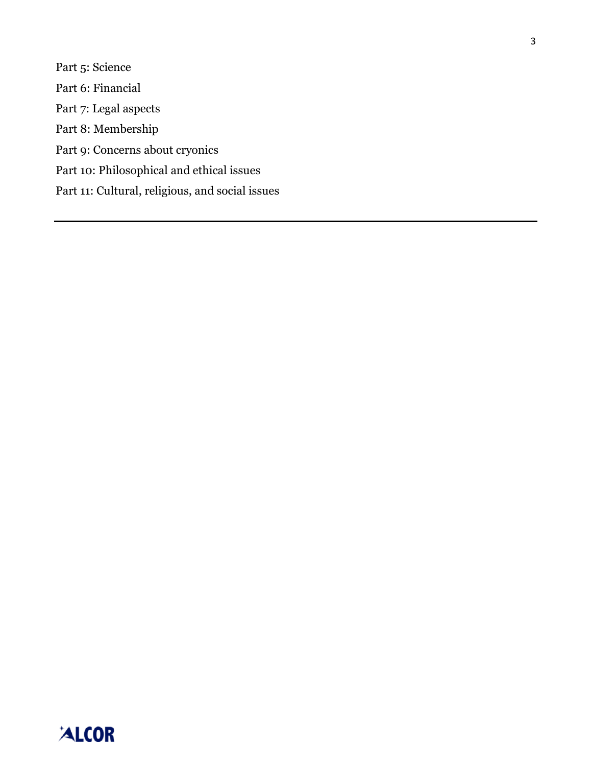Part 5: Science

Part 6: Financial

Part 7: Legal aspects

Part 8: Membership

Part 9: Concerns about cryonics

Part 10: Philosophical and ethical issues

Part 11: Cultural, religious, and social issues

---